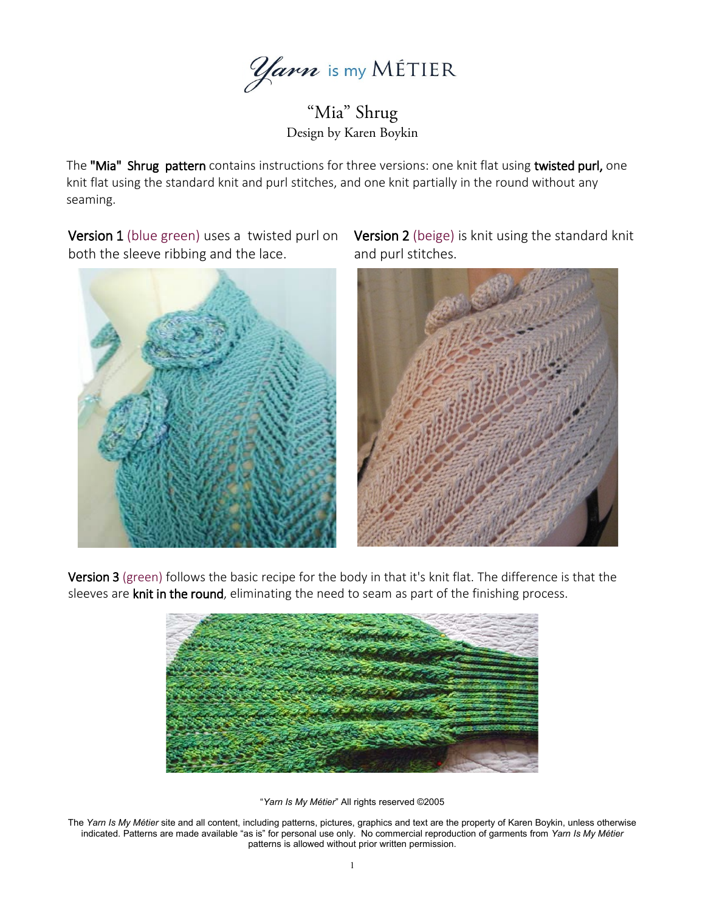*Yarn* is my MÉTIER

# "Mia" Shrug

Design by Karen Boykin

The **"Mia" Shrug pattern** contains instructions for three versions: one knit flat using **twisted purl,** one knit flat using the standard knit and purl stitches, and one knit partially in the round without any seaming.

**Version 1** (blue green) uses a twisted purl on both the sleeve ribbing and the lace.

**Version 2** (beige) is knit using the standard knit and purl stitches.

**Version 3** (green) follows the basic recipe for the body in that it's knit flat. The difference is that the sleeves are **knit in the round**, eliminating the need to seam as part of the finishing process.

"*Yarn Is My Métier*" All rights reserved ©2005

The *Yarn Is My Métier* site and all content, including patterns, pictures, graphics and text are the property of Karen Boykin, unless otherwise indicated. Patterns are made available "as is" for personal use only. No commercial reproduction of garments from *Yarn Is My Métier* patterns is allowed without prior written permission.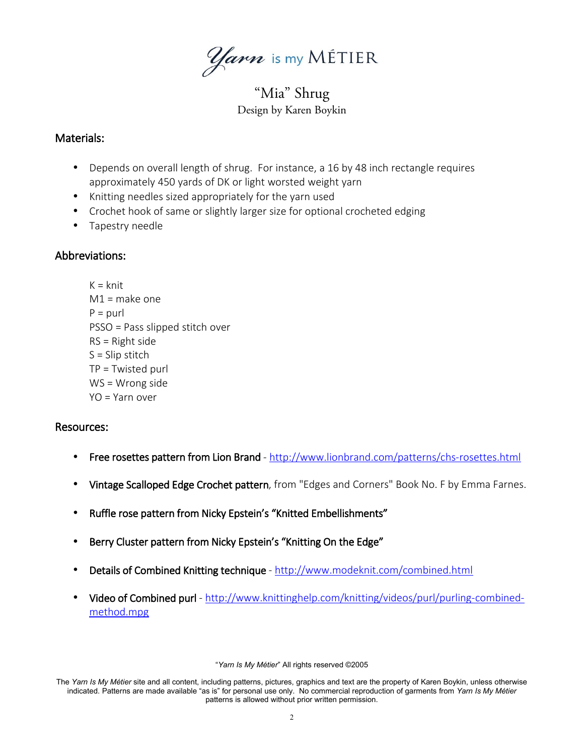*Yarn* is my MÉTIER

# "Mia" Shrug

Design by Karen Boykin

## Materials:

- Depends on overall length of shrug. For instance, a 16 by 48 inch rectangle requires approximately 450 yards of DK or light worsted weight yarn
- Knitting needles sized appropriately for the yarn used
- Crochet hook of same or slightly larger size for optional crocheted edging
- Tapestry needle

## Abbreviations:

K = knit
M1 = make one
P = purl
PSSO = Pass slipped stitch over
RS = Right side
S = Slip stitch
TP = Twisted purl
WS = Wrong side
YO = Yarn over

## Resources:

- **Free rosettes pattern from Lion Brand** - http://www.lionbrand.com/patterns/chs-rosettes.html
- **Vintage Scalloped Edge Crochet pattern**, from "Edges and Corners" Book No. F by Emma Farnes.
- **Ruffle rose pattern from Nicky Epstein's "Knitted Embellishments"**
- **Berry Cluster pattern from Nicky Epstein's "Knitting On the Edge"**
- **Details of Combined Knitting technique** - http://www.modeknit.com/combined.html
- **Video of Combined purl** - http://www.knittinghelp.com/knitting/videos/purl/purling-combined-method.mpg

"*Yarn Is My Métier*" All rights reserved ©2005

The *Yarn Is My Métier* site and all content, including patterns, pictures, graphics and text are the property of Karen Boykin, unless otherwise indicated. Patterns are made available "as is" for personal use only. No commercial reproduction of garments from *Yarn Is My Métier* patterns is allowed without prior written permission.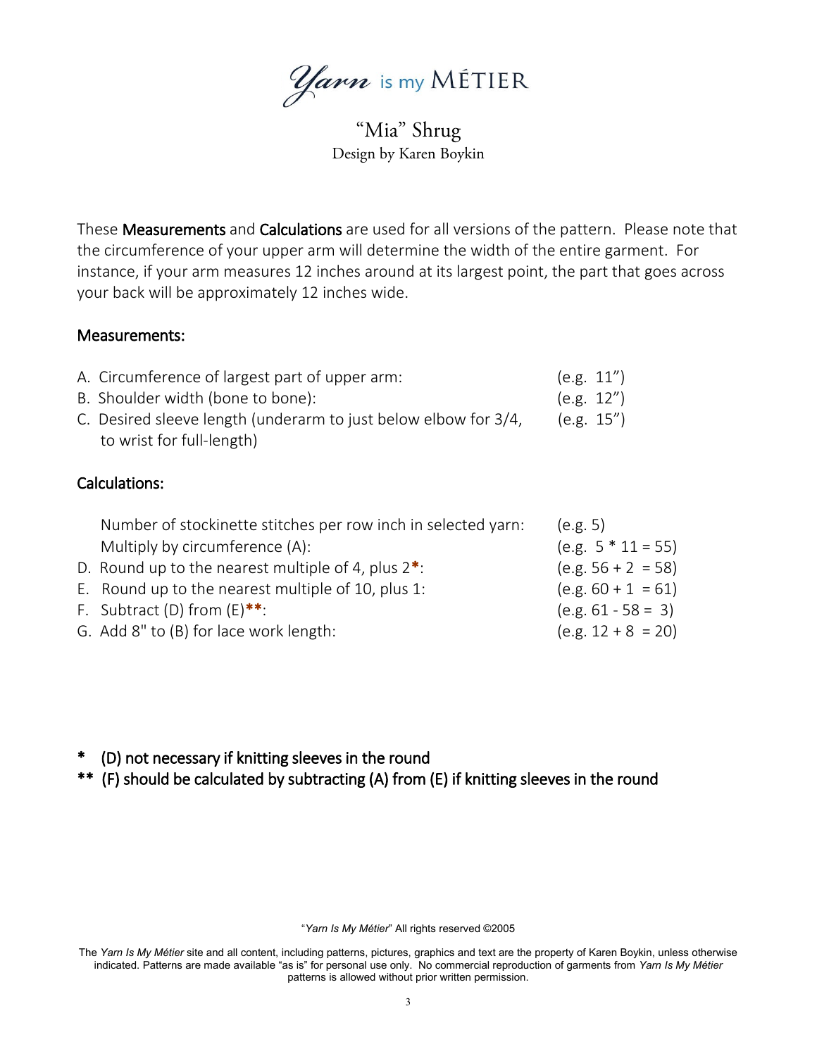*Yarn* is my MÉTIER

# "Mia" Shrug

Design by Karen Boykin

These **Measurements** and **Calculations** are used for all versions of the pattern. Please note that the circumference of your upper arm will determine the width of the entire garment. For instance, if your arm measures 12 inches around at its largest point, the part that goes across your back will be approximately 12 inches wide.

## Measurements:

| | |
|---|---|
| A. Circumference of largest part of upper arm: | (e.g. 11") |
| B. Shoulder width (bone to bone): | (e.g. 12") |
| C. Desired sleeve length (underarm to just below elbow for 3/4, to wrist for full-length) | (e.g. 15") |

## Calculations:

| | |
|---|---|
| Number of stockinette stitches per row inch in selected yarn: | (e.g. 5) |
| Multiply by circumference (A): | (e.g. 5 * 11 = 55) |
| D. Round up to the nearest multiple of 4, plus 2*: | (e.g. 56 + 2 = 58) |
| E. Round up to the nearest multiple of 10, plus 1: | (e.g. 60 + 1 = 61) |
| F. Subtract (D) from (E)**: | (e.g. 61 - 58 = 3) |
| G. Add 8" to (B) for lace work length: | (e.g. 12 + 8 = 20) |

\* (D) not necessary if knitting sleeves in the round

\*\* (F) should be calculated by subtracting (A) from (E) if knitting sleeves in the round

"*Yarn Is My Métier*" All rights reserved ©2005

The *Yarn Is My Métier* site and all content, including patterns, pictures, graphics and text are the property of Karen Boykin, unless otherwise indicated. Patterns are made available "as is" for personal use only. No commercial reproduction of garments from *Yarn Is My Métier* patterns is allowed without prior written permission.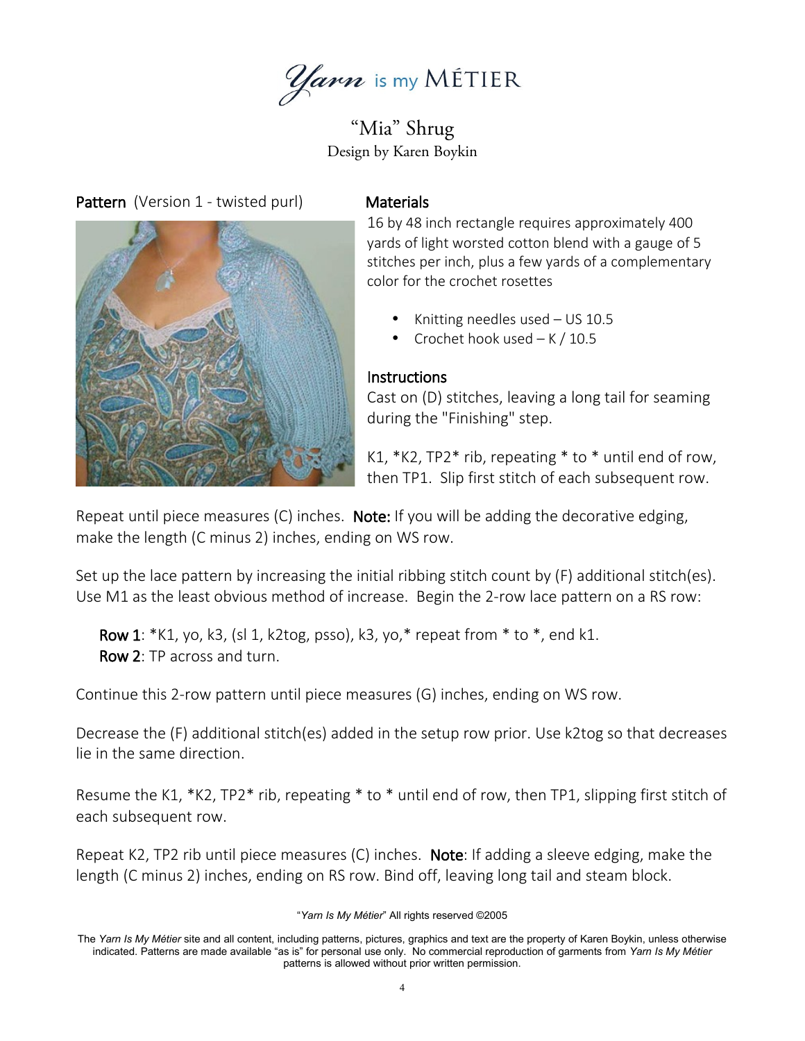*Yarn* is my MÉTIER

# "Mia" Shrug

Design by Karen Boykin

**Pattern** (Version 1 - twisted purl)

## Materials

16 by 48 inch rectangle requires approximately 400 yards of light worsted cotton blend with a gauge of 5 stitches per inch, plus a few yards of a complementary color for the crochet rosettes

- Knitting needles used – US 10.5
- Crochet hook used – K / 10.5

## Instructions

Cast on (D) stitches, leaving a long tail for seaming during the "Finishing" step.

K1, *K2, TP2* rib, repeating * to * until end of row, then TP1. Slip first stitch of each subsequent row.

Repeat until piece measures (C) inches. **Note:** If you will be adding the decorative edging, make the length (C minus 2) inches, ending on WS row.

Set up the lace pattern by increasing the initial ribbing stitch count by (F) additional stitch(es). Use M1 as the least obvious method of increase. Begin the 2-row lace pattern on a RS row:

**Row 1**: *K1, yo, k3, (sl 1, k2tog, psso), k3, yo,* repeat from * to *, end k1.
**Row 2**: TP across and turn.

Continue this 2-row pattern until piece measures (G) inches, ending on WS row.

Decrease the (F) additional stitch(es) added in the setup row prior. Use k2tog so that decreases lie in the same direction.

Resume the K1, *K2, TP2* rib, repeating * to * until end of row, then TP1, slipping first stitch of each subsequent row.

Repeat K2, TP2 rib until piece measures (C) inches. **Note**: If adding a sleeve edging, make the length (C minus 2) inches, ending on RS row. Bind off, leaving long tail and steam block.

"*Yarn Is My Métier*" All rights reserved ©2005

The *Yarn Is My Métier* site and all content, including patterns, pictures, graphics and text are the property of Karen Boykin, unless otherwise indicated. Patterns are made available "as is" for personal use only. No commercial reproduction of garments from *Yarn Is My Métier* patterns is allowed without prior written permission.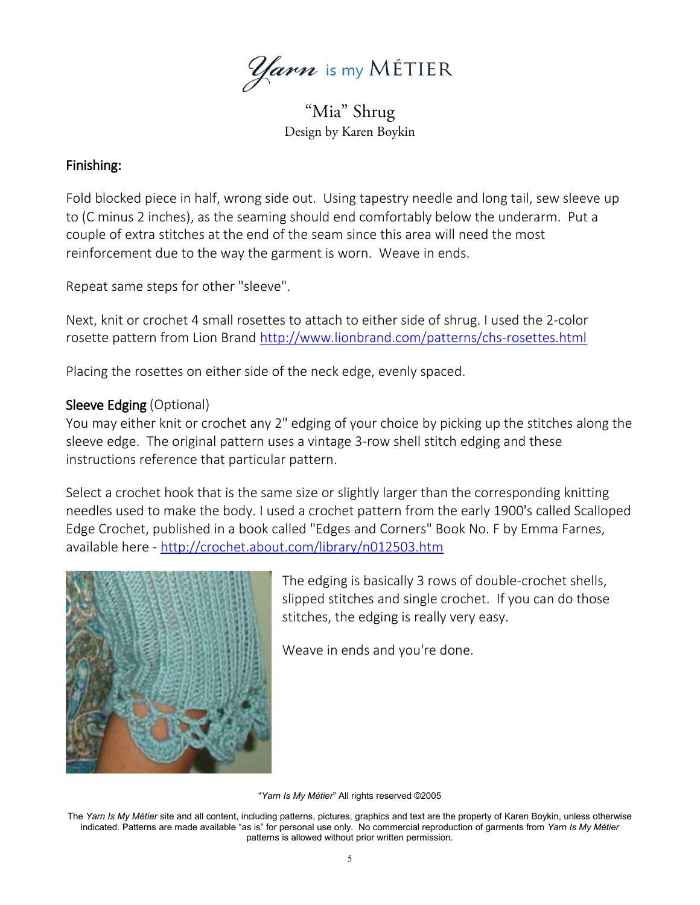## Finishing:

Fold blocked piece in half, wrong side out. Using tapestry needle and long tail, sew sleeve up to (C minus 2 inches), as the seaming should end comfortably below the underarm. Put a couple of extra stitches at the end of the seam since this area will need the most reinforcement due to the way the garment is worn. Weave in ends.

Repeat same steps for other "sleeve".

Next, knit or crochet 4 small rosettes to attach to either side of shrug. I used the 2-color rosette pattern from Lion Brand http://www.lionbrand.com/patterns/chs-rosettes.html

Placing the rosettes on either side of the neck edge, evenly spaced.

## Sleeve Edging (Optional)

You may either knit or crochet any 2" edging of your choice by picking up the stitches along the sleeve edge. The original pattern uses a vintage 3-row shell stitch edging and these instructions reference that particular pattern.

Select a crochet hook that is the same size or slightly larger than the corresponding knitting needles used to make the body. I used a crochet pattern from the early 1900's called Scalloped Edge Crochet, published in a book called "Edges and Corners" Book No. F by Emma Farnes, available here - http://crochet.about.com/library/n012503.htm

The edging is basically 3 rows of double-crochet shells, slipped stitches and single crochet. If you can do those stitches, the edging is really very easy.

Weave in ends and you're done.

"*Yarn Is My Métier*" All rights reserved ©2005

The *Yarn Is My Métier* site and all content, including patterns, pictures, graphics and text are the property of Karen Boykin, unless otherwise indicated. Patterns are made available "as is" for personal use only. No commercial reproduction of garments from *Yarn Is My Métier* patterns is allowed without prior written permission.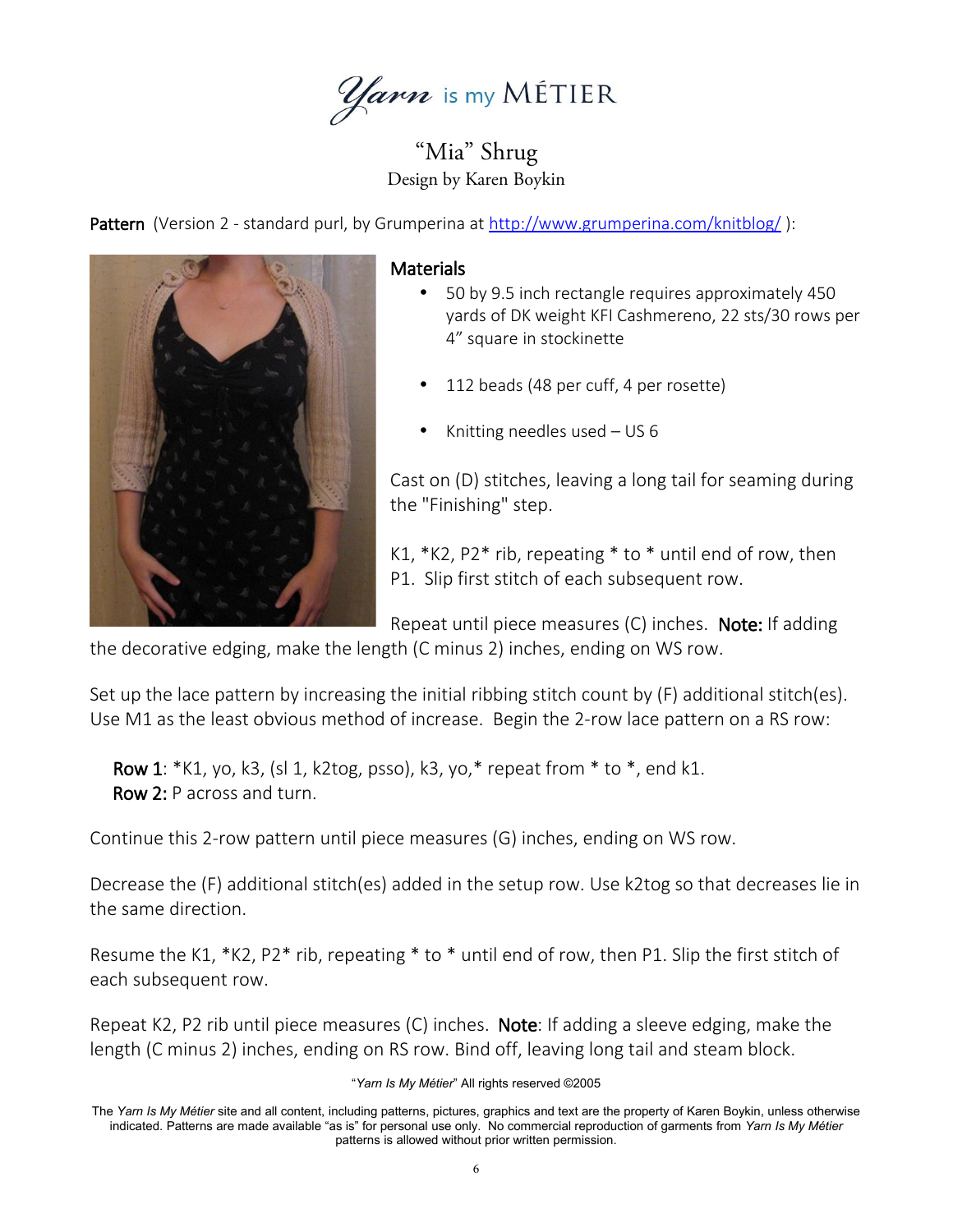# *Yarn* is my MÉTIER

## "Mia" Shrug

Design by Karen Boykin

**Pattern** (Version 2 - standard purl, by Grumperina at http://www.grumperina.com/knitblog/ ):

### Materials

- 50 by 9.5 inch rectangle requires approximately 450 yards of DK weight KFI Cashmereno, 22 sts/30 rows per 4" square in stockinette
- 112 beads (48 per cuff, 4 per rosette)
- Knitting needles used – US 6

Cast on (D) stitches, leaving a long tail for seaming during the "Finishing" step.

K1, *K2, P2* rib, repeating * to * until end of row, then P1. Slip first stitch of each subsequent row.

Repeat until piece measures (C) inches. **Note:** If adding the decorative edging, make the length (C minus 2) inches, ending on WS row.

Set up the lace pattern by increasing the initial ribbing stitch count by (F) additional stitch(es). Use M1 as the least obvious method of increase. Begin the 2-row lace pattern on a RS row:

**Row 1**: *K1, yo, k3, (sl 1, k2tog, psso), k3, yo,* repeat from * to *, end k1.
**Row 2:** P across and turn.

Continue this 2-row pattern until piece measures (G) inches, ending on WS row.

Decrease the (F) additional stitch(es) added in the setup row. Use k2tog so that decreases lie in the same direction.

Resume the K1, *K2, P2* rib, repeating * to * until end of row, then P1. Slip the first stitch of each subsequent row.

Repeat K2, P2 rib until piece measures (C) inches. **Note**: If adding a sleeve edging, make the length (C minus 2) inches, ending on RS row. Bind off, leaving long tail and steam block.

"*Yarn Is My Métier*" All rights reserved ©2005

The *Yarn Is My Métier* site and all content, including patterns, pictures, graphics and text are the property of Karen Boykin, unless otherwise indicated. Patterns are made available "as is" for personal use only. No commercial reproduction of garments from *Yarn Is My Métier* patterns is allowed without prior written permission.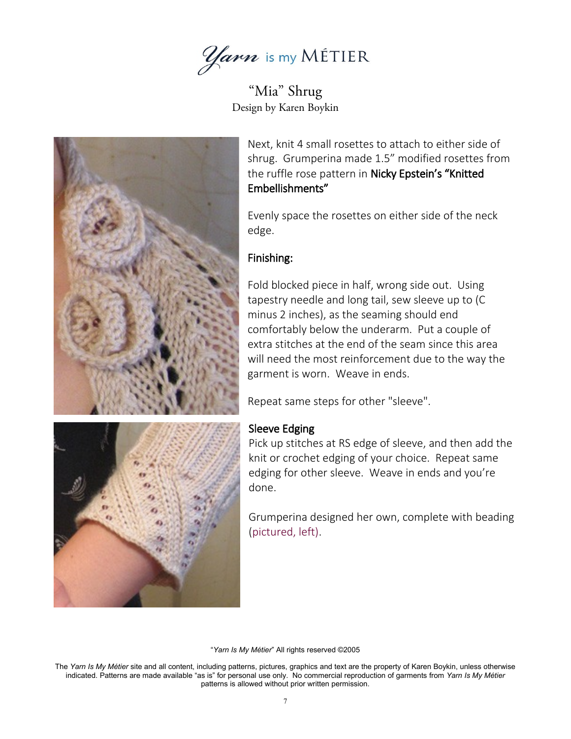Next, knit 4 small rosettes to attach to either side of shrug. Grumperina made 1.5" modified rosettes from the ruffle rose pattern in **Nicky Epstein's "Knitted Embellishments"**

Evenly space the rosettes on either side of the neck edge.

### Finishing:

Fold blocked piece in half, wrong side out. Using tapestry needle and long tail, sew sleeve up to (C minus 2 inches), as the seaming should end comfortably below the underarm. Put a couple of extra stitches at the end of the seam since this area will need the most reinforcement due to the way the garment is worn. Weave in ends.

Repeat same steps for other "sleeve".

### Sleeve Edging

Pick up stitches at RS edge of sleeve, and then add the knit or crochet edging of your choice. Repeat same edging for other sleeve. Weave in ends and you're done.

Grumperina designed her own, complete with beading (pictured, left).

"*Yarn Is My Métier*" All rights reserved ©2005

The *Yarn Is My Métier* site and all content, including patterns, pictures, graphics and text are the property of Karen Boykin, unless otherwise indicated. Patterns are made available "as is" for personal use only. No commercial reproduction of garments from *Yarn Is My Métier* patterns is allowed without prior written permission.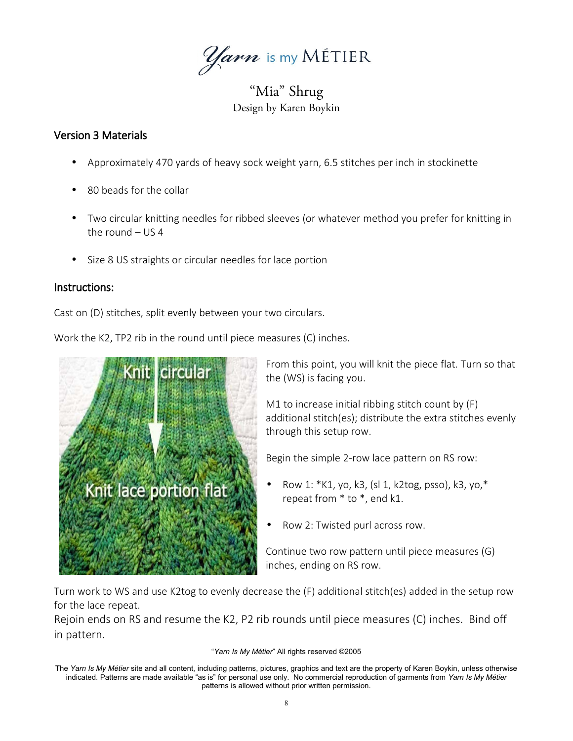*Yarn* is my MÉTIER

## "Mia" Shrug

Design by Karen Boykin

### Version 3 Materials

- Approximately 470 yards of heavy sock weight yarn, 6.5 stitches per inch in stockinette
- 80 beads for the collar
- Two circular knitting needles for ribbed sleeves (or whatever method you prefer for knitting in the round – US 4
- Size 8 US straights or circular needles for lace portion

### Instructions:

Cast on (D) stitches, split evenly between your two circulars.

Work the K2, TP2 rib in the round until piece measures (C) inches.

From this point, you will knit the piece flat. Turn so that the (WS) is facing you.

M1 to increase initial ribbing stitch count by (F) additional stitch(es); distribute the extra stitches evenly through this setup row.

Begin the simple 2-row lace pattern on RS row:

- Row 1: *K1, yo, k3, (sl 1, k2tog, psso), k3, yo,* repeat from * to *, end k1.
- Row 2: Twisted purl across row.

Continue two row pattern until piece measures (G) inches, ending on RS row.

Turn work to WS and use K2tog to evenly decrease the (F) additional stitch(es) added in the setup row for the lace repeat.

Rejoin ends on RS and resume the K2, P2 rib rounds until piece measures (C) inches. Bind off in pattern.

"*Yarn Is My Métier*" All rights reserved ©2005

The *Yarn Is My Métier* site and all content, including patterns, pictures, graphics and text are the property of Karen Boykin, unless otherwise indicated. Patterns are made available "as is" for personal use only. No commercial reproduction of garments from *Yarn Is My Métier* patterns is allowed without prior written permission.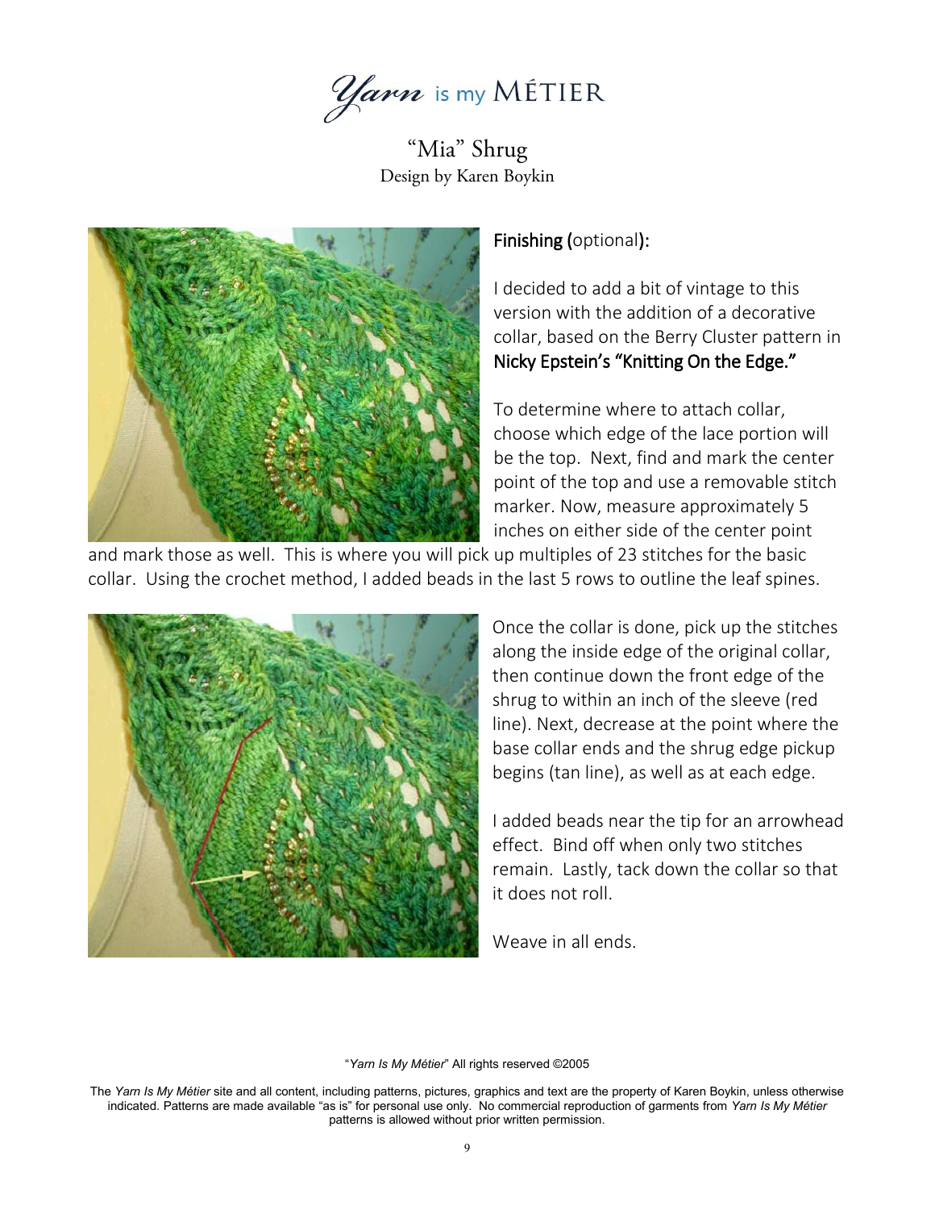*Yarn* is my MÉTIER

# "Mia" Shrug

Design by Karen Boykin

**Finishing** (optional)**:**

I decided to add a bit of vintage to this version with the addition of a decorative collar, based on the Berry Cluster pattern in **Nicky Epstein's "Knitting On the Edge."**

To determine where to attach collar, choose which edge of the lace portion will be the top. Next, find and mark the center point of the top and use a removable stitch marker. Now, measure approximately 5 inches on either side of the center point and mark those as well. This is where you will pick up multiples of 23 stitches for the basic collar. Using the crochet method, I added beads in the last 5 rows to outline the leaf spines.

Once the collar is done, pick up the stitches along the inside edge of the original collar, then continue down the front edge of the shrug to within an inch of the sleeve (red line). Next, decrease at the point where the base collar ends and the shrug edge pickup begins (tan line), as well as at each edge.

I added beads near the tip for an arrowhead effect. Bind off when only two stitches remain. Lastly, tack down the collar so that it does not roll.

Weave in all ends.

"*Yarn Is My Métier*" All rights reserved ©2005

The *Yarn Is My Métier* site and all content, including patterns, pictures, graphics and text are the property of Karen Boykin, unless otherwise indicated. Patterns are made available "as is" for personal use only. No commercial reproduction of garments from *Yarn Is My Métier* patterns is allowed without prior written permission.